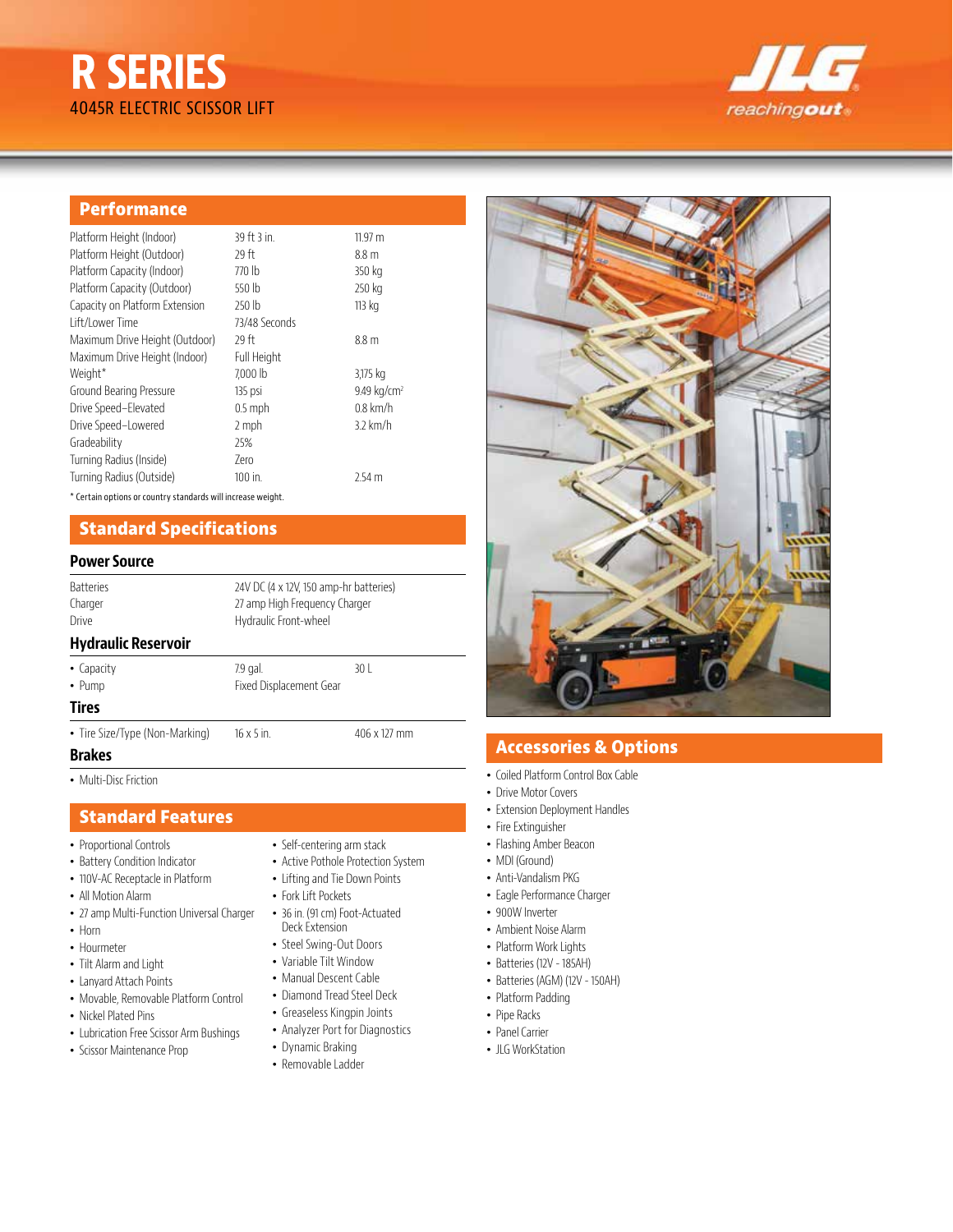# R SERIES

4045R ELECTRIC SCISSOR LIFT

## Performance

| | | |
|---|---|---|
| Platform Height (Indoor) | 39 ft 3 in. | 11.97 m |
| Platform Height (Outdoor) | 29 ft | 8.8 m |
| Platform Capacity (Indoor) | 770 lb | 350 kg |
| Platform Capacity (Outdoor) | 550 lb | 250 kg |
| Capacity on Platform Extension | 250 lb | 113 kg |
| Lift/Lower Time | 73/48 Seconds | |
| Maximum Drive Height (Outdoor) | 29 ft | 8.8 m |
| Maximum Drive Height (Indoor) | Full Height | |
| Weight* | 7,000 lb | 3,175 kg |
| Ground Bearing Pressure | 135 psi | 9.49 kg/cm² |
| Drive Speed–Elevated | 0.5 mph | 0.8 km/h |
| Drive Speed–Lowered | 2 mph | 3.2 km/h |
| Gradeability | 25% | |
| Turning Radius (Inside) | Zero | |
| Turning Radius (Outside) | 100 in. | 2.54 m |

* Certain options or country standards will increase weight.

## Standard Specifications

### Power Source

| | |
|---|---|
| Batteries | 24V DC (4 x 12V, 150 amp-hr batteries) |
| Charger | 27 amp High Frequency Charger |
| Drive | Hydraulic Front-wheel |

### Hydraulic Reservoir

| | | |
|---|---|---|
| • Capacity | 7.9 gal. | 30 L |
| • Pump | Fixed Displacement Gear | |

### Tires

| | | |
|---|---|---|
| • Tire Size/Type (Non-Marking) | 16 x 5 in. | 406 x 127 mm |

### Brakes

- Multi-Disc Friction

## Standard Features

- Proportional Controls
- Battery Condition Indicator
- 110V-AC Receptacle in Platform
- All Motion Alarm
- 27 amp Multi-Function Universal Charger
- Horn
- Hourmeter
- Tilt Alarm and Light
- Lanyard Attach Points
- Movable, Removable Platform Control
- Nickel Plated Pins
- Lubrication Free Scissor Arm Bushings
- Scissor Maintenance Prop
- Self-centering arm stack
- Active Pothole Protection System
- Lifting and Tie Down Points
- Fork Lift Pockets
- 36 in. (91 cm) Foot-Actuated Deck Extension
- Steel Swing-Out Doors
- Variable Tilt Window
- Manual Descent Cable
- Diamond Tread Steel Deck
- Greaseless Kingpin Joints
- Analyzer Port for Diagnostics
- Dynamic Braking
- Removable Ladder

## Accessories & Options

- Coiled Platform Control Box Cable
- Drive Motor Covers
- Extension Deployment Handles
- Fire Extinguisher
- Flashing Amber Beacon
- MDI (Ground)
- Anti-Vandalism PKG
- Eagle Performance Charger
- 900W Inverter
- Ambient Noise Alarm
- Platform Work Lights
- Batteries (12V - 185AH)
- Batteries (AGM) (12V - 150AH)
- Platform Padding
- Pipe Racks
- Panel Carrier
- JLG WorkStation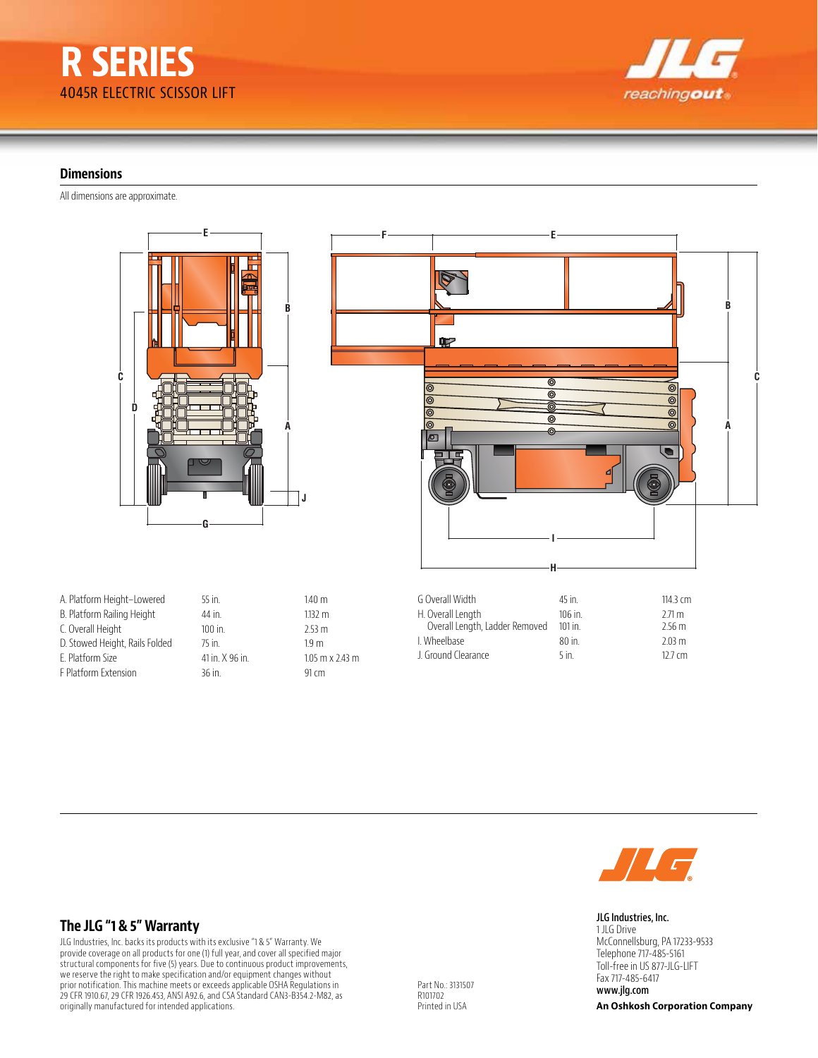# R SERIES

4045R ELECTRIC SCISSOR LIFT

## Dimensions

All dimensions are approximate.

E
F
B
C
D
A
J
G
I
H

| | | |
|---|---|---|
| A. Platform Height–Lowered | 55 in. | 1.40 m |
| B. Platform Railing Height | 44 in. | 1.132 m |
| C. Overall Height | 100 in. | 2.53 m |
| D. Stowed Height, Rails Folded | 75 in. | 1.9 m |
| E. Platform Size | 41 in. X 96 in. | 1.05 m x 2.43 m |
| F Platform Extension | 36 in. | 91 cm |
| G Overall Width | 45 in. | 114.3 cm |
| H. Overall Length | 106 in. | 2.71 m |
| Overall Length, Ladder Removed | 101 in. | 2.56 m |
| I. Wheelbase | 80 in. | 2.03 m |
| J. Ground Clearance | 5 in. | 12.7 cm |

## The JLG "1 & 5" Warranty

JLG Industries, Inc. backs its products with its exclusive "1 & 5" Warranty. We provide coverage on all products for one (1) full year, and cover all specified major structural components for five (5) years. Due to continuous product improvements, we reserve the right to make specification and/or equipment changes without prior notification. This machine meets or exceeds applicable OSHA Regulations in 29 CFR 1910.67, 29 CFR 1926.453, ANSI A92.6, and CSA Standard CAN3-B354.2-M82, as originally manufactured for intended applications.

Part No.: 3131507
R101702
Printed in USA

**JLG Industries, Inc.**
1 JLG Drive
McConnellsburg, PA 17233-9533
Telephone 717-485-5161
Toll-free in US 877-JLG-LIFT
Fax 717-485-6417
**www.jlg.com**

**An Oshkosh Corporation Company**